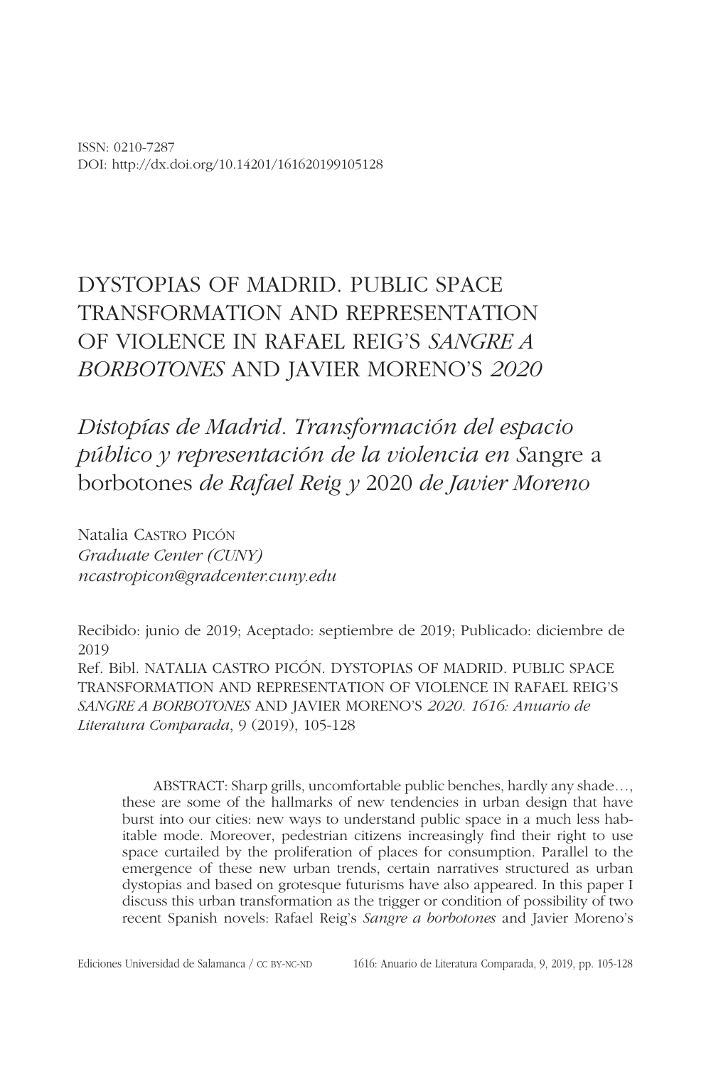ISSN: 0210-7287
DOI: http://dx.doi.org/10.14201/161620199105128

# DYSTOPIAS OF MADRID. PUBLIC SPACE TRANSFORMATION AND REPRESENTATION OF VIOLENCE IN RAFAEL REIG'S *SANGRE A BORBOTONES* AND JAVIER MORENO'S *2020*

## *Distopías de Madrid. Transformación del espacio público y representación de la violencia en S*angre a borbotones *de Rafael Reig y* 2020 *de Javier Moreno*

Natalia Castro Picón
*Graduate Center (CUNY)*
*ncastropicon@gradcenter.cuny.edu*

Recibido: junio de 2019; Aceptado: septiembre de 2019; Publicado: diciembre de 2019
Ref. Bibl. NATALIA CASTRO PICÓN. DYSTOPIAS OF MADRID. PUBLIC SPACE TRANSFORMATION AND REPRESENTATION OF VIOLENCE IN RAFAEL REIG'S *SANGRE A BORBOTONES* AND JAVIER MORENO'S *2020*. *1616: Anuario de Literatura Comparada*, 9 (2019), 105-128

ABSTRACT: Sharp grills, uncomfortable public benches, hardly any shade…, these are some of the hallmarks of new tendencies in urban design that have burst into our cities: new ways to understand public space in a much less habitable mode. Moreover, pedestrian citizens increasingly find their right to use space curtailed by the proliferation of places for consumption. Parallel to the emergence of these new urban trends, certain narratives structured as urban dystopias and based on grotesque futurisms have also appeared. In this paper I discuss this urban transformation as the trigger or condition of possibility of two recent Spanish novels: Rafael Reig's *Sangre a borbotones* and Javier Moreno's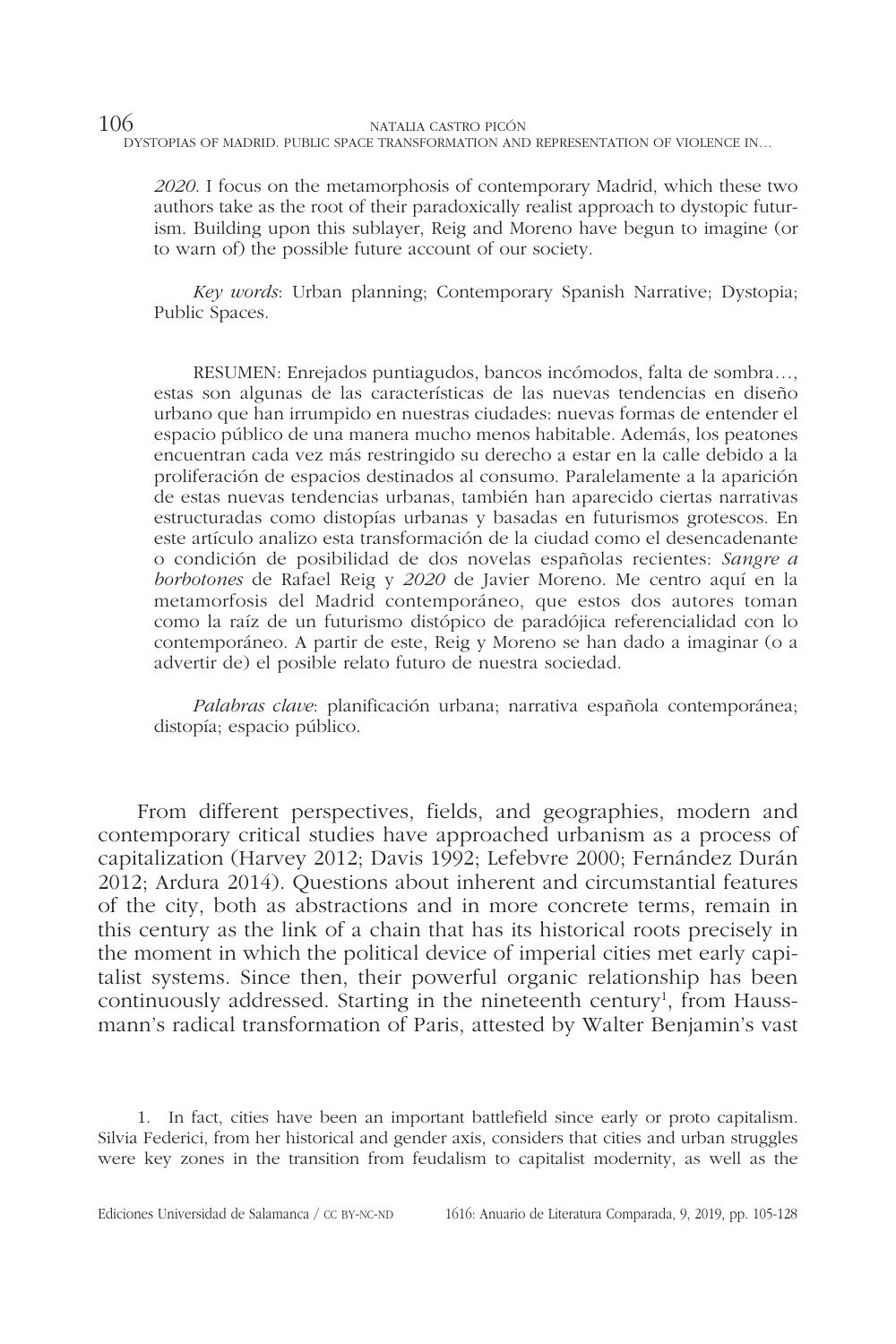*2020*. I focus on the metamorphosis of contemporary Madrid, which these two authors take as the root of their paradoxically realist approach to dystopic futurism. Building upon this sublayer, Reig and Moreno have begun to imagine (or to warn of) the possible future account of our society.

*Key words*: Urban planning; Contemporary Spanish Narrative; Dystopia; Public Spaces.

RESUMEN: Enrejados puntiagudos, bancos incómodos, falta de sombra…, estas son algunas de las características de las nuevas tendencias en diseño urbano que han irrumpido en nuestras ciudades: nuevas formas de entender el espacio público de una manera mucho menos habitable. Además, los peatones encuentran cada vez más restringido su derecho a estar en la calle debido a la proliferación de espacios destinados al consumo. Paralelamente a la aparición de estas nuevas tendencias urbanas, también han aparecido ciertas narrativas estructuradas como distopías urbanas y basadas en futurismos grotescos. En este artículo analizo esta transformación de la ciudad como el desencadenante o condición de posibilidad de dos novelas españolas recientes: *Sangre a borbotones* de Rafael Reig y *2020* de Javier Moreno. Me centro aquí en la metamorfosis del Madrid contemporáneo, que estos dos autores toman como la raíz de un futurismo distópico de paradójica referencialidad con lo contemporáneo. A partir de este, Reig y Moreno se han dado a imaginar (o a advertir de) el posible relato futuro de nuestra sociedad.

*Palabras clave*: planificación urbana; narrativa española contemporánea; distopía; espacio público.

From different perspectives, fields, and geographies, modern and contemporary critical studies have approached urbanism as a process of capitalization (Harvey 2012; Davis 1992; Lefebvre 2000; Fernández Durán 2012; Ardura 2014). Questions about inherent and circumstantial features of the city, both as abstractions and in more concrete terms, remain in this century as the link of a chain that has its historical roots precisely in the moment in which the political device of imperial cities met early capitalist systems. Since then, their powerful organic relationship has been continuously addressed. Starting in the nineteenth century[1], from Haussmann's radical transformation of Paris, attested by Walter Benjamin's vast

1. In fact, cities have been an important battlefield since early or proto capitalism. Silvia Federici, from her historical and gender axis, considers that cities and urban struggles were key zones in the transition from feudalism to capitalist modernity, as well as the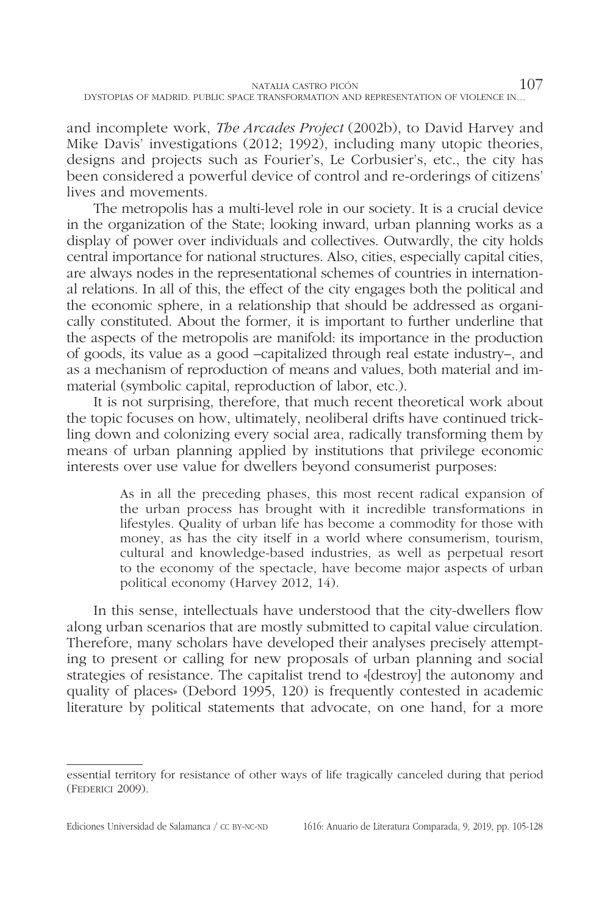and incomplete work, *The Arcades Project* (2002b), to David Harvey and Mike Davis' investigations (2012; 1992), including many utopic theories, designs and projects such as Fourier's, Le Corbusier's, etc., the city has been considered a powerful device of control and re-orderings of citizens' lives and movements.

The metropolis has a multi-level role in our society. It is a crucial device in the organization of the State; looking inward, urban planning works as a display of power over individuals and collectives. Outwardly, the city holds central importance for national structures. Also, cities, especially capital cities, are always nodes in the representational schemes of countries in international relations. In all of this, the effect of the city engages both the political and the economic sphere, in a relationship that should be addressed as organically constituted. About the former, it is important to further underline that the aspects of the metropolis are manifold: its importance in the production of goods, its value as a good –capitalized through real estate industry–, and as a mechanism of reproduction of means and values, both material and immaterial (symbolic capital, reproduction of labor, etc.).

It is not surprising, therefore, that much recent theoretical work about the topic focuses on how, ultimately, neoliberal drifts have continued trickling down and colonizing every social area, radically transforming them by means of urban planning applied by institutions that privilege economic interests over use value for dwellers beyond consumerist purposes:

> As in all the preceding phases, this most recent radical expansion of the urban process has brought with it incredible transformations in lifestyles. Quality of urban life has become a commodity for those with money, as has the city itself in a world where consumerism, tourism, cultural and knowledge-based industries, as well as perpetual resort to the economy of the spectacle, have become major aspects of urban political economy (Harvey 2012, 14).

In this sense, intellectuals have understood that the city-dwellers flow along urban scenarios that are mostly submitted to capital value circulation. Therefore, many scholars have developed their analyses precisely attempting to present or calling for new proposals of urban planning and social strategies of resistance. The capitalist trend to «[destroy] the autonomy and quality of places» (Debord 1995, 120) is frequently contested in academic literature by political statements that advocate, on one hand, for a more

---

essential territory for resistance of other ways of life tragically canceled during that period (Federici 2009).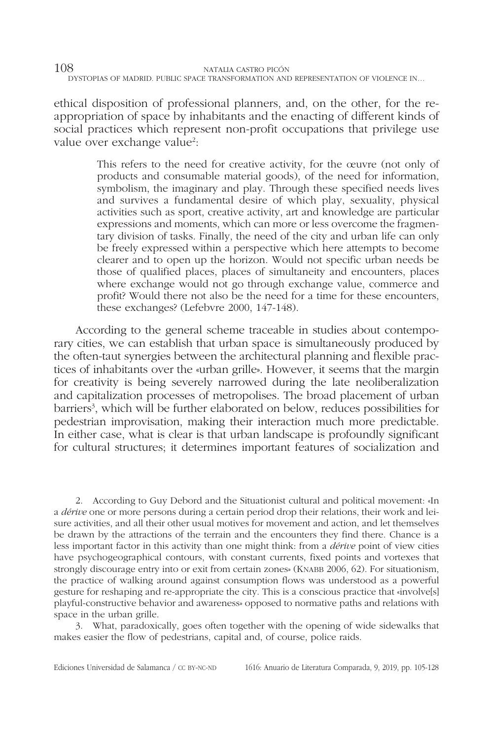ethical disposition of professional planners, and, on the other, for the re-appropriation of space by inhabitants and the enacting of different kinds of social practices which represent non-profit occupations that privilege use value over exchange value[2]:

> This refers to the need for creative activity, for the œuvre (not only of products and consumable material goods), of the need for information, symbolism, the imaginary and play. Through these specified needs lives and survives a fundamental desire of which play, sexuality, physical activities such as sport, creative activity, art and knowledge are particular expressions and moments, which can more or less overcome the fragmentary division of tasks. Finally, the need of the city and urban life can only be freely expressed within a perspective which here attempts to become clearer and to open up the horizon. Would not specific urban needs be those of qualified places, places of simultaneity and encounters, places where exchange would not go through exchange value, commerce and profit? Would there not also be the need for a time for these encounters, these exchanges? (Lefebvre 2000, 147-148).

According to the general scheme traceable in studies about contemporary cities, we can establish that urban space is simultaneously produced by the often-taut synergies between the architectural planning and flexible practices of inhabitants over the «urban grille». However, it seems that the margin for creativity is being severely narrowed during the late neoliberalization and capitalization processes of metropolises. The broad placement of urban barriers[3], which will be further elaborated on below, reduces possibilities for pedestrian improvisation, making their interaction much more predictable. In either case, what is clear is that urban landscape is profoundly significant for cultural structures; it determines important features of socialization and

2. According to Guy Debord and the Situationist cultural and political movement: «In a *dérive* one or more persons during a certain period drop their relations, their work and leisure activities, and all their other usual motives for movement and action, and let themselves be drawn by the attractions of the terrain and the encounters they find there. Chance is a less important factor in this activity than one might think: from a *dérive* point of view cities have psychogeographical contours, with constant currents, fixed points and vortexes that strongly discourage entry into or exit from certain zones» (Knabb 2006, 62). For situationism, the practice of walking around against consumption flows was understood as a powerful gesture for reshaping and re-appropriate the city. This is a conscious practice that «involve[s] playful-constructive behavior and awareness» opposed to normative paths and relations with space in the urban grille.

3. What, paradoxically, goes often together with the opening of wide sidewalks that makes easier the flow of pedestrians, capital and, of course, police raids.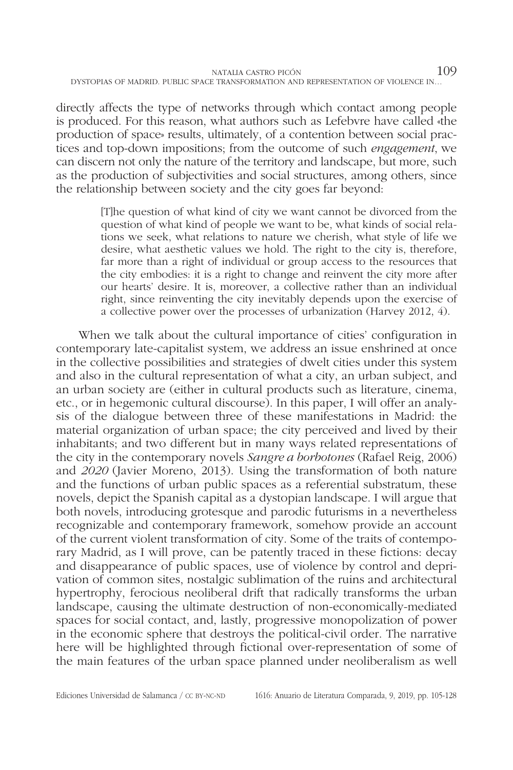directly affects the type of networks through which contact among people is produced. For this reason, what authors such as Lefebvre have called «the production of space» results, ultimately, of a contention between social practices and top-down impositions; from the outcome of such *engagement*, we can discern not only the nature of the territory and landscape, but more, such as the production of subjectivities and social structures, among others, since the relationship between society and the city goes far beyond:

> [T]he question of what kind of city we want cannot be divorced from the question of what kind of people we want to be, what kinds of social relations we seek, what relations to nature we cherish, what style of life we desire, what aesthetic values we hold. The right to the city is, therefore, far more than a right of individual or group access to the resources that the city embodies: it is a right to change and reinvent the city more after our hearts' desire. It is, moreover, a collective rather than an individual right, since reinventing the city inevitably depends upon the exercise of a collective power over the processes of urbanization (Harvey 2012, 4).

When we talk about the cultural importance of cities' configuration in contemporary late-capitalist system, we address an issue enshrined at once in the collective possibilities and strategies of dwelt cities under this system and also in the cultural representation of what a city, an urban subject, and an urban society are (either in cultural products such as literature, cinema, etc., or in hegemonic cultural discourse). In this paper, I will offer an analysis of the dialogue between three of these manifestations in Madrid: the material organization of urban space; the city perceived and lived by their inhabitants; and two different but in many ways related representations of the city in the contemporary novels *Sangre a borbotones* (Rafael Reig, 2006) and *2020* (Javier Moreno, 2013). Using the transformation of both nature and the functions of urban public spaces as a referential substratum, these novels, depict the Spanish capital as a dystopian landscape. I will argue that both novels, introducing grotesque and parodic futurisms in a nevertheless recognizable and contemporary framework, somehow provide an account of the current violent transformation of city. Some of the traits of contemporary Madrid, as I will prove, can be patently traced in these fictions: decay and disappearance of public spaces, use of violence by control and deprivation of common sites, nostalgic sublimation of the ruins and architectural hypertrophy, ferocious neoliberal drift that radically transforms the urban landscape, causing the ultimate destruction of non-economically-mediated spaces for social contact, and, lastly, progressive monopolization of power in the economic sphere that destroys the political-civil order. The narrative here will be highlighted through fictional over-representation of some of the main features of the urban space planned under neoliberalism as well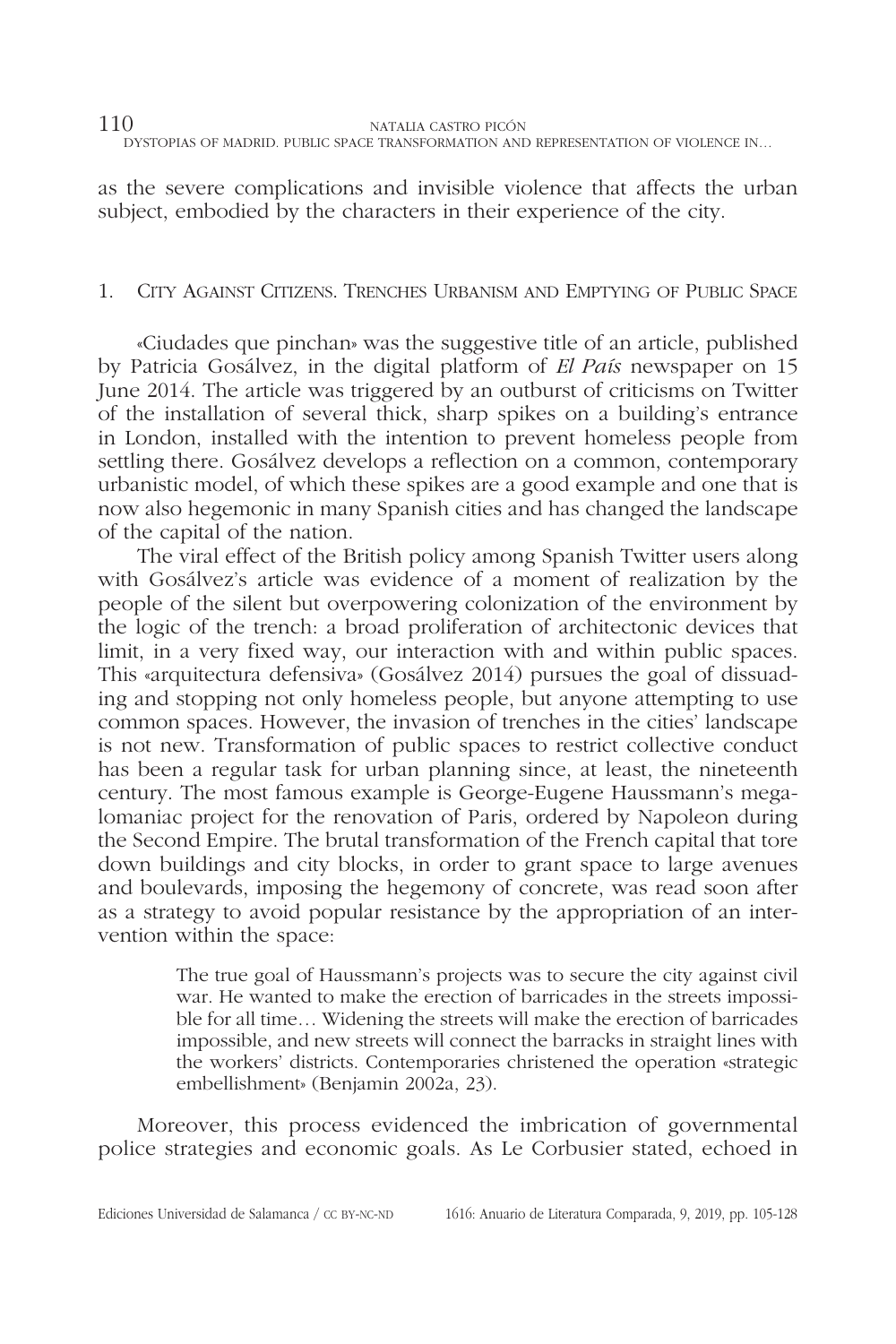as the severe complications and invisible violence that affects the urban subject, embodied by the characters in their experience of the city.

## 1. City Against Citizens. Trenches Urbanism and Emptying of Public Space

«Ciudades que pinchan» was the suggestive title of an article, published by Patricia Gosálvez, in the digital platform of *El País* newspaper on 15 June 2014. The article was triggered by an outburst of criticisms on Twitter of the installation of several thick, sharp spikes on a building's entrance in London, installed with the intention to prevent homeless people from settling there. Gosálvez develops a reflection on a common, contemporary urbanistic model, of which these spikes are a good example and one that is now also hegemonic in many Spanish cities and has changed the landscape of the capital of the nation.

The viral effect of the British policy among Spanish Twitter users along with Gosálvez's article was evidence of a moment of realization by the people of the silent but overpowering colonization of the environment by the logic of the trench: a broad proliferation of architectonic devices that limit, in a very fixed way, our interaction with and within public spaces. This «arquitectura defensiva» (Gosálvez 2014) pursues the goal of dissuading and stopping not only homeless people, but anyone attempting to use common spaces. However, the invasion of trenches in the cities' landscape is not new. Transformation of public spaces to restrict collective conduct has been a regular task for urban planning since, at least, the nineteenth century. The most famous example is George-Eugene Haussmann's megalomaniac project for the renovation of Paris, ordered by Napoleon during the Second Empire. The brutal transformation of the French capital that tore down buildings and city blocks, in order to grant space to large avenues and boulevards, imposing the hegemony of concrete, was read soon after as a strategy to avoid popular resistance by the appropriation of an intervention within the space:

> The true goal of Haussmann's projects was to secure the city against civil war. He wanted to make the erection of barricades in the streets impossible for all time… Widening the streets will make the erection of barricades impossible, and new streets will connect the barracks in straight lines with the workers' districts. Contemporaries christened the operation «strategic embellishment» (Benjamin 2002a, 23).

Moreover, this process evidenced the imbrication of governmental police strategies and economic goals. As Le Corbusier stated, echoed in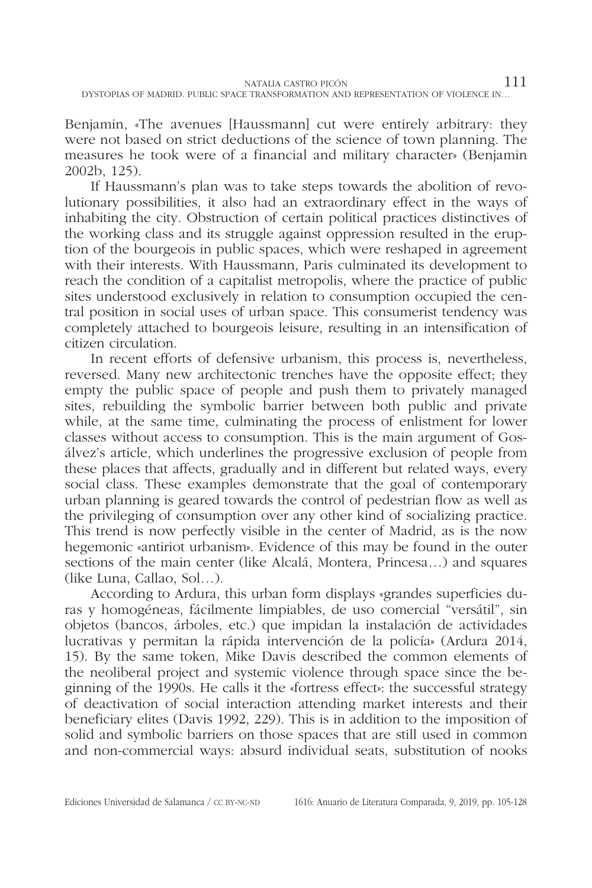Benjamin, «The avenues [Haussmann] cut were entirely arbitrary: they were not based on strict deductions of the science of town planning. The measures he took were of a financial and military character» (Benjamin 2002b, 125).

If Haussmann's plan was to take steps towards the abolition of revolutionary possibilities, it also had an extraordinary effect in the ways of inhabiting the city. Obstruction of certain political practices distinctives of the working class and its struggle against oppression resulted in the eruption of the bourgeois in public spaces, which were reshaped in agreement with their interests. With Haussmann, Paris culminated its development to reach the condition of a capitalist metropolis, where the practice of public sites understood exclusively in relation to consumption occupied the central position in social uses of urban space. This consumerist tendency was completely attached to bourgeois leisure, resulting in an intensification of citizen circulation.

In recent efforts of defensive urbanism, this process is, nevertheless, reversed. Many new architectonic trenches have the opposite effect; they empty the public space of people and push them to privately managed sites, rebuilding the symbolic barrier between both public and private while, at the same time, culminating the process of enlistment for lower classes without access to consumption. This is the main argument of Gosálvez's article, which underlines the progressive exclusion of people from these places that affects, gradually and in different but related ways, every social class. These examples demonstrate that the goal of contemporary urban planning is geared towards the control of pedestrian flow as well as the privileging of consumption over any other kind of socializing practice. This trend is now perfectly visible in the center of Madrid, as is the now hegemonic «antiriot urbanism». Evidence of this may be found in the outer sections of the main center (like Alcalá, Montera, Princesa…) and squares (like Luna, Callao, Sol…).

According to Ardura, this urban form displays «grandes superficies duras y homogéneas, fácilmente limpiables, de uso comercial "versátil", sin objetos (bancos, árboles, etc.) que impidan la instalación de actividades lucrativas y permitan la rápida intervención de la policía» (Ardura 2014, 15). By the same token, Mike Davis described the common elements of the neoliberal project and systemic violence through space since the beginning of the 1990s. He calls it the «fortress effect»: the successful strategy of deactivation of social interaction attending market interests and their beneficiary elites (Davis 1992, 229). This is in addition to the imposition of solid and symbolic barriers on those spaces that are still used in common and non-commercial ways: absurd individual seats, substitution of nooks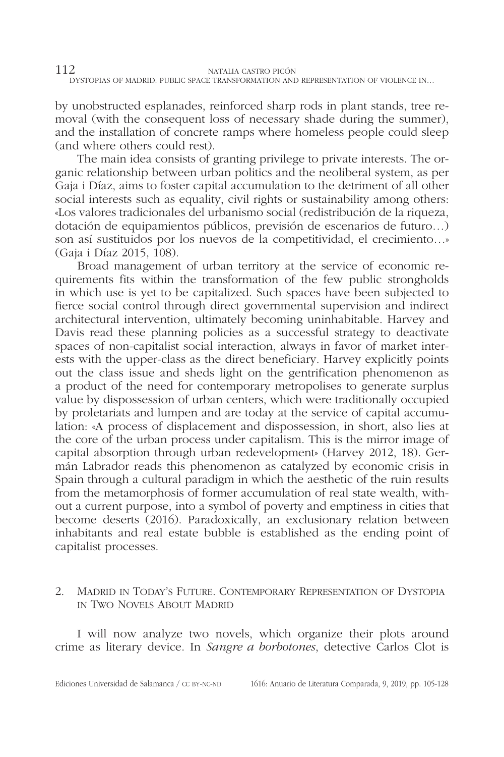by unobstructed esplanades, reinforced sharp rods in plant stands, tree removal (with the consequent loss of necessary shade during the summer), and the installation of concrete ramps where homeless people could sleep (and where others could rest).

The main idea consists of granting privilege to private interests. The organic relationship between urban politics and the neoliberal system, as per Gaja i Díaz, aims to foster capital accumulation to the detriment of all other social interests such as equality, civil rights or sustainability among others: «Los valores tradicionales del urbanismo social (redistribución de la riqueza, dotación de equipamientos públicos, previsión de escenarios de futuro…) son así sustituidos por los nuevos de la competitividad, el crecimiento…» (Gaja i Díaz 2015, 108).

Broad management of urban territory at the service of economic requirements fits within the transformation of the few public strongholds in which use is yet to be capitalized. Such spaces have been subjected to fierce social control through direct governmental supervision and indirect architectural intervention, ultimately becoming uninhabitable. Harvey and Davis read these planning policies as a successful strategy to deactivate spaces of non-capitalist social interaction, always in favor of market interests with the upper-class as the direct beneficiary. Harvey explicitly points out the class issue and sheds light on the gentrification phenomenon as a product of the need for contemporary metropolises to generate surplus value by dispossession of urban centers, which were traditionally occupied by proletariats and lumpen and are today at the service of capital accumulation: «A process of displacement and dispossession, in short, also lies at the core of the urban process under capitalism. This is the mirror image of capital absorption through urban redevelopment» (Harvey 2012, 18). Germán Labrador reads this phenomenon as catalyzed by economic crisis in Spain through a cultural paradigm in which the aesthetic of the ruin results from the metamorphosis of former accumulation of real state wealth, without a current purpose, into a symbol of poverty and emptiness in cities that become deserts (2016). Paradoxically, an exclusionary relation between inhabitants and real estate bubble is established as the ending point of capitalist processes.

## 2. Madrid in Today's Future. Contemporary Representation of Dystopia in Two Novels About Madrid

I will now analyze two novels, which organize their plots around crime as literary device. In *Sangre a borbotones*, detective Carlos Clot is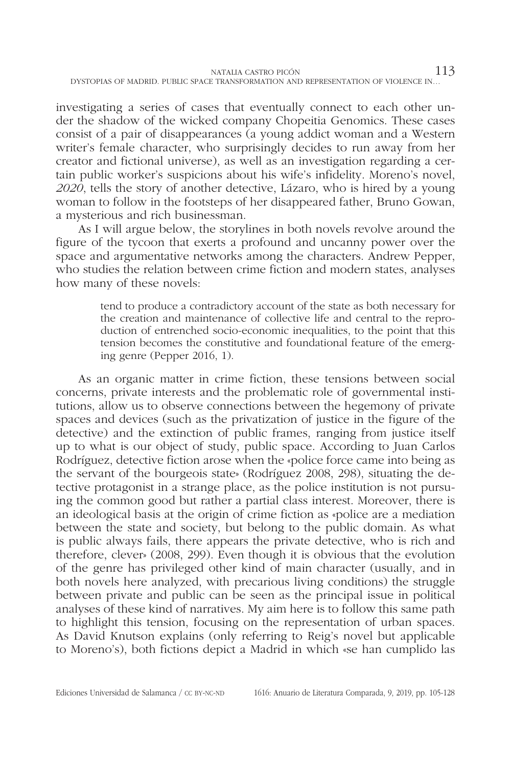investigating a series of cases that eventually connect to each other under the shadow of the wicked company Chopeitia Genomics. These cases consist of a pair of disappearances (a young addict woman and a Western writer's female character, who surprisingly decides to run away from her creator and fictional universe), as well as an investigation regarding a certain public worker's suspicions about his wife's infidelity. Moreno's novel, *2020*, tells the story of another detective, Lázaro, who is hired by a young woman to follow in the footsteps of her disappeared father, Bruno Gowan, a mysterious and rich businessman.

As I will argue below, the storylines in both novels revolve around the figure of the tycoon that exerts a profound and uncanny power over the space and argumentative networks among the characters. Andrew Pepper, who studies the relation between crime fiction and modern states, analyses how many of these novels:

> tend to produce a contradictory account of the state as both necessary for the creation and maintenance of collective life and central to the reproduction of entrenched socio-economic inequalities, to the point that this tension becomes the constitutive and foundational feature of the emerging genre (Pepper 2016, 1).

As an organic matter in crime fiction, these tensions between social concerns, private interests and the problematic role of governmental institutions, allow us to observe connections between the hegemony of private spaces and devices (such as the privatization of justice in the figure of the detective) and the extinction of public frames, ranging from justice itself up to what is our object of study, public space. According to Juan Carlos Rodríguez, detective fiction arose when the «police force came into being as the servant of the bourgeois state» (Rodríguez 2008, 298), situating the detective protagonist in a strange place, as the police institution is not pursuing the common good but rather a partial class interest. Moreover, there is an ideological basis at the origin of crime fiction as «police are a mediation between the state and society, but belong to the public domain. As what is public always fails, there appears the private detective, who is rich and therefore, clever» (2008, 299). Even though it is obvious that the evolution of the genre has privileged other kind of main character (usually, and in both novels here analyzed, with precarious living conditions) the struggle between private and public can be seen as the principal issue in political analyses of these kind of narratives. My aim here is to follow this same path to highlight this tension, focusing on the representation of urban spaces. As David Knutson explains (only referring to Reig's novel but applicable to Moreno's), both fictions depict a Madrid in which «se han cumplido las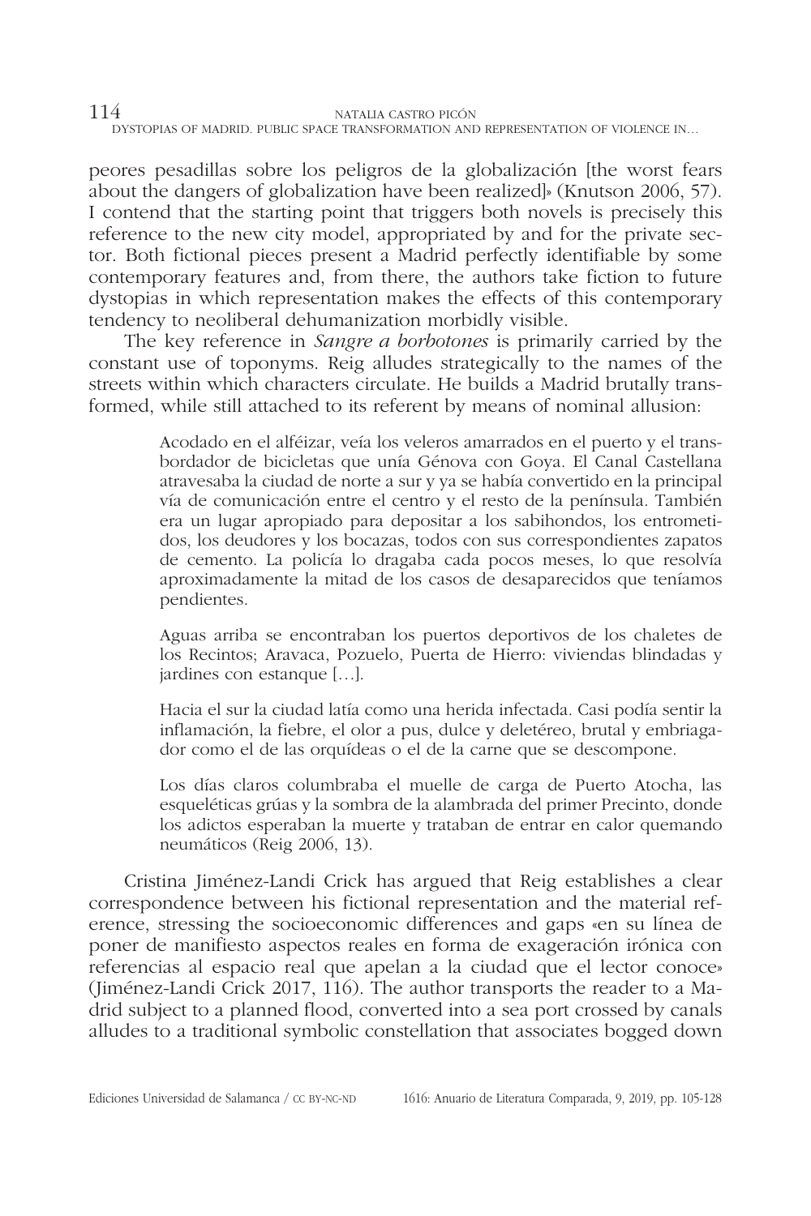peores pesadillas sobre los peligros de la globalización [the worst fears about the dangers of globalization have been realized]» (Knutson 2006, 57). I contend that the starting point that triggers both novels is precisely this reference to the new city model, appropriated by and for the private sector. Both fictional pieces present a Madrid perfectly identifiable by some contemporary features and, from there, the authors take fiction to future dystopias in which representation makes the effects of this contemporary tendency to neoliberal dehumanization morbidly visible.

The key reference in *Sangre a borbotones* is primarily carried by the constant use of toponyms. Reig alludes strategically to the names of the streets within which characters circulate. He builds a Madrid brutally transformed, while still attached to its referent by means of nominal allusion:

> Acodado en el alféizar, veía los veleros amarrados en el puerto y el transbordador de bicicletas que unía Génova con Goya. El Canal Castellana atravesaba la ciudad de norte a sur y ya se había convertido en la principal vía de comunicación entre el centro y el resto de la península. También era un lugar apropiado para depositar a los sabihondos, los entrometidos, los deudores y los bocazas, todos con sus correspondientes zapatos de cemento. La policía lo dragaba cada pocos meses, lo que resolvía aproximadamente la mitad de los casos de desaparecidos que teníamos pendientes.
>
> Aguas arriba se encontraban los puertos deportivos de los chaletes de los Recintos; Aravaca, Pozuelo, Puerta de Hierro: viviendas blindadas y jardines con estanque […].
>
> Hacia el sur la ciudad latía como una herida infectada. Casi podía sentir la inflamación, la fiebre, el olor a pus, dulce y deletéreo, brutal y embriagador como el de las orquídeas o el de la carne que se descompone.
>
> Los días claros columbraba el muelle de carga de Puerto Atocha, las esqueléticas grúas y la sombra de la alambrada del primer Precinto, donde los adictos esperaban la muerte y trataban de entrar en calor quemando neumáticos (Reig 2006, 13).

Cristina Jiménez-Landi Crick has argued that Reig establishes a clear correspondence between his fictional representation and the material reference, stressing the socioeconomic differences and gaps «en su línea de poner de manifiesto aspectos reales en forma de exageración irónica con referencias al espacio real que apelan a la ciudad que el lector conoce» (Jiménez-Landi Crick 2017, 116). The author transports the reader to a Madrid subject to a planned flood, converted into a sea port crossed by canals alludes to a traditional symbolic constellation that associates bogged down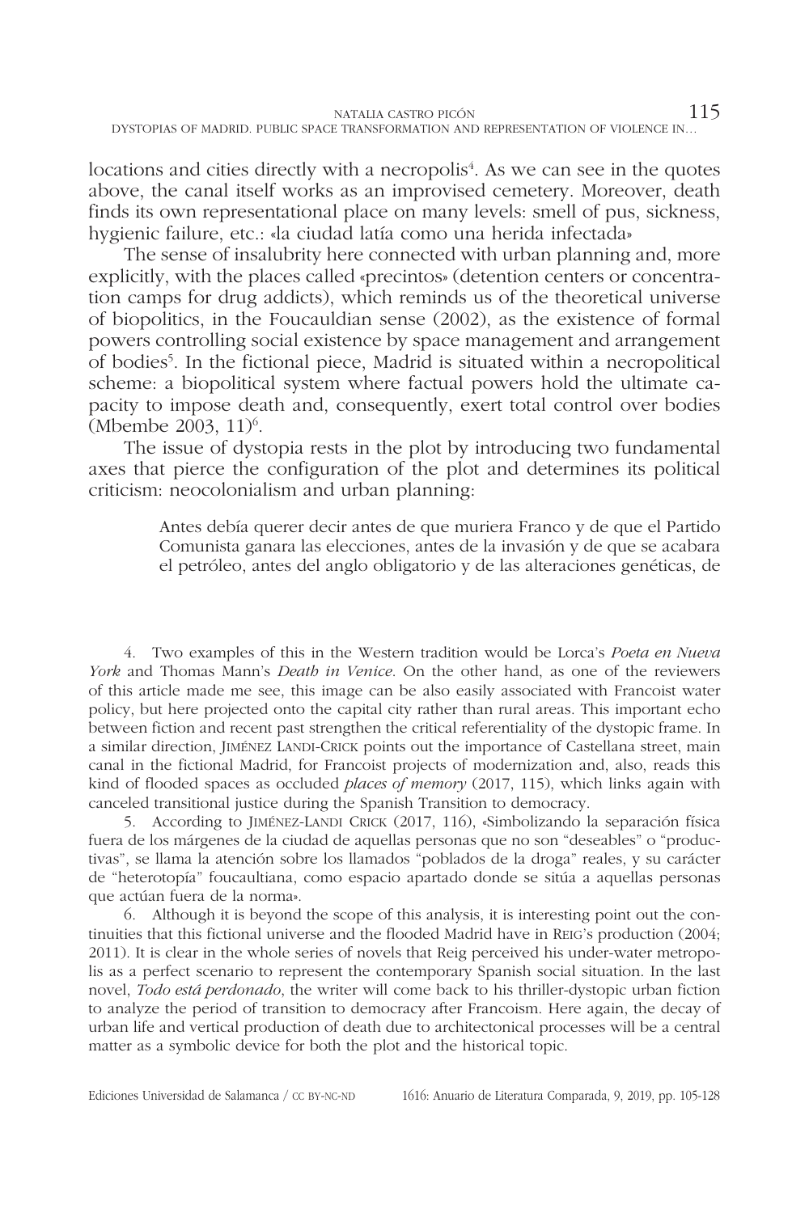locations and cities directly with a necropolis[4]. As we can see in the quotes above, the canal itself works as an improvised cemetery. Moreover, death finds its own representational place on many levels: smell of pus, sickness, hygienic failure, etc.: «la ciudad latía como una herida infectada»

The sense of insalubrity here connected with urban planning and, more explicitly, with the places called «precintos» (detention centers or concentration camps for drug addicts), which reminds us of the theoretical universe of biopolitics, in the Foucauldian sense (2002), as the existence of formal powers controlling social existence by space management and arrangement of bodies[5]. In the fictional piece, Madrid is situated within a necropolitical scheme: a biopolitical system where factual powers hold the ultimate capacity to impose death and, consequently, exert total control over bodies (Mbembe 2003, 11)[6].

The issue of dystopia rests in the plot by introducing two fundamental axes that pierce the configuration of the plot and determines its political criticism: neocolonialism and urban planning:

> Antes debía querer decir antes de que muriera Franco y de que el Partido Comunista ganara las elecciones, antes de la invasión y de que se acabara el petróleo, antes del anglo obligatorio y de las alteraciones genéticas, de

4. Two examples of this in the Western tradition would be Lorca's *Poeta en Nueva York* and Thomas Mann's *Death in Venice*. On the other hand, as one of the reviewers of this article made me see, this image can be also easily associated with Francoist water policy, but here projected onto the capital city rather than rural areas. This important echo between fiction and recent past strengthen the critical referentiality of the dystopic frame. In a similar direction, Jiménez Landi-Crick points out the importance of Castellana street, main canal in the fictional Madrid, for Francoist projects of modernization and, also, reads this kind of flooded spaces as occluded *places of memory* (2017, 115), which links again with canceled transitional justice during the Spanish Transition to democracy.

5. According to Jiménez-Landi Crick (2017, 116), «Simbolizando la separación física fuera de los márgenes de la ciudad de aquellas personas que no son "deseables" o "productivas", se llama la atención sobre los llamados "poblados de la droga" reales, y su carácter de "heterotopía" foucaultiana, como espacio apartado donde se sitúa a aquellas personas que actúan fuera de la norma».

6. Although it is beyond the scope of this analysis, it is interesting point out the continuities that this fictional universe and the flooded Madrid have in Reig's production (2004; 2011). It is clear in the whole series of novels that Reig perceived his under-water metropolis as a perfect scenario to represent the contemporary Spanish social situation. In the last novel, *Todo está perdonado*, the writer will come back to his thriller-dystopic urban fiction to analyze the period of transition to democracy after Francoism. Here again, the decay of urban life and vertical production of death due to architectonical processes will be a central matter as a symbolic device for both the plot and the historical topic.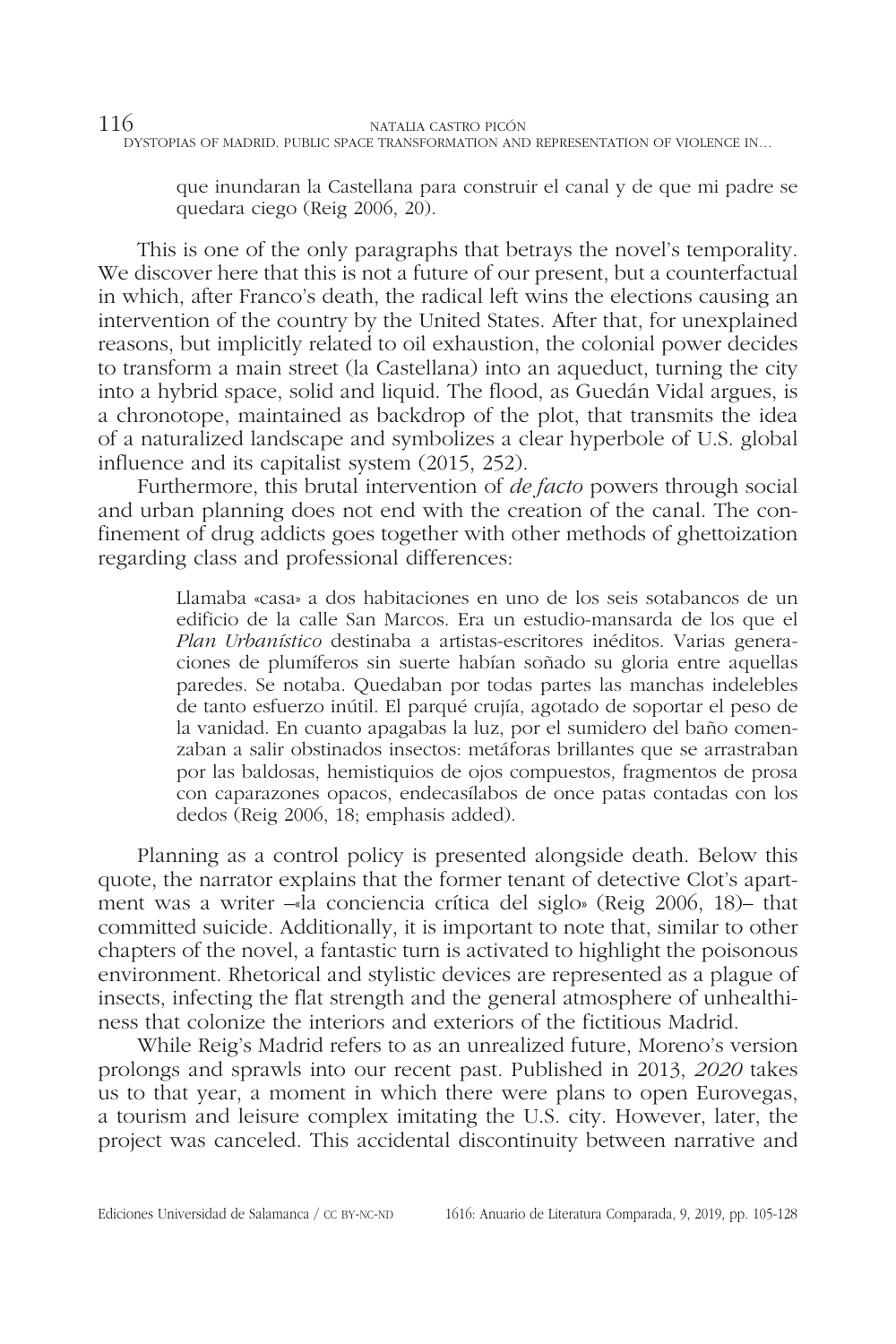> que inundaran la Castellana para construir el canal y de que mi padre se quedara ciego (Reig 2006, 20).

This is one of the only paragraphs that betrays the novel's temporality. We discover here that this is not a future of our present, but a counterfactual in which, after Franco's death, the radical left wins the elections causing an intervention of the country by the United States. After that, for unexplained reasons, but implicitly related to oil exhaustion, the colonial power decides to transform a main street (la Castellana) into an aqueduct, turning the city into a hybrid space, solid and liquid. The flood, as Guedán Vidal argues, is a chronotope, maintained as backdrop of the plot, that transmits the idea of a naturalized landscape and symbolizes a clear hyperbole of U.S. global influence and its capitalist system (2015, 252).

Furthermore, this brutal intervention of *de facto* powers through social and urban planning does not end with the creation of the canal. The confinement of drug addicts goes together with other methods of ghettoization regarding class and professional differences:

> Llamaba «casa» a dos habitaciones en uno de los seis sotabancos de un edificio de la calle San Marcos. Era un estudio-mansarda de los que el *Plan Urbanístico* destinaba a artistas-escritores inéditos. Varias generaciones de plumíferos sin suerte habían soñado su gloria entre aquellas paredes. Se notaba. Quedaban por todas partes las manchas indelebles de tanto esfuerzo inútil. El parqué crujía, agotado de soportar el peso de la vanidad. En cuanto apagabas la luz, por el sumidero del baño comenzaban a salir obstinados insectos: metáforas brillantes que se arrastraban por las baldosas, hemistiquios de ojos compuestos, fragmentos de prosa con caparazones opacos, endecasílabos de once patas contadas con los dedos (Reig 2006, 18; emphasis added).

Planning as a control policy is presented alongside death. Below this quote, the narrator explains that the former tenant of detective Clot's apartment was a writer –«la conciencia crítica del siglo» (Reig 2006, 18)– that committed suicide. Additionally, it is important to note that, similar to other chapters of the novel, a fantastic turn is activated to highlight the poisonous environment. Rhetorical and stylistic devices are represented as a plague of insects, infecting the flat strength and the general atmosphere of unhealthiness that colonize the interiors and exteriors of the fictitious Madrid.

While Reig's Madrid refers to as an unrealized future, Moreno's version prolongs and sprawls into our recent past. Published in 2013, *2020* takes us to that year, a moment in which there were plans to open Eurovegas, a tourism and leisure complex imitating the U.S. city. However, later, the project was canceled. This accidental discontinuity between narrative and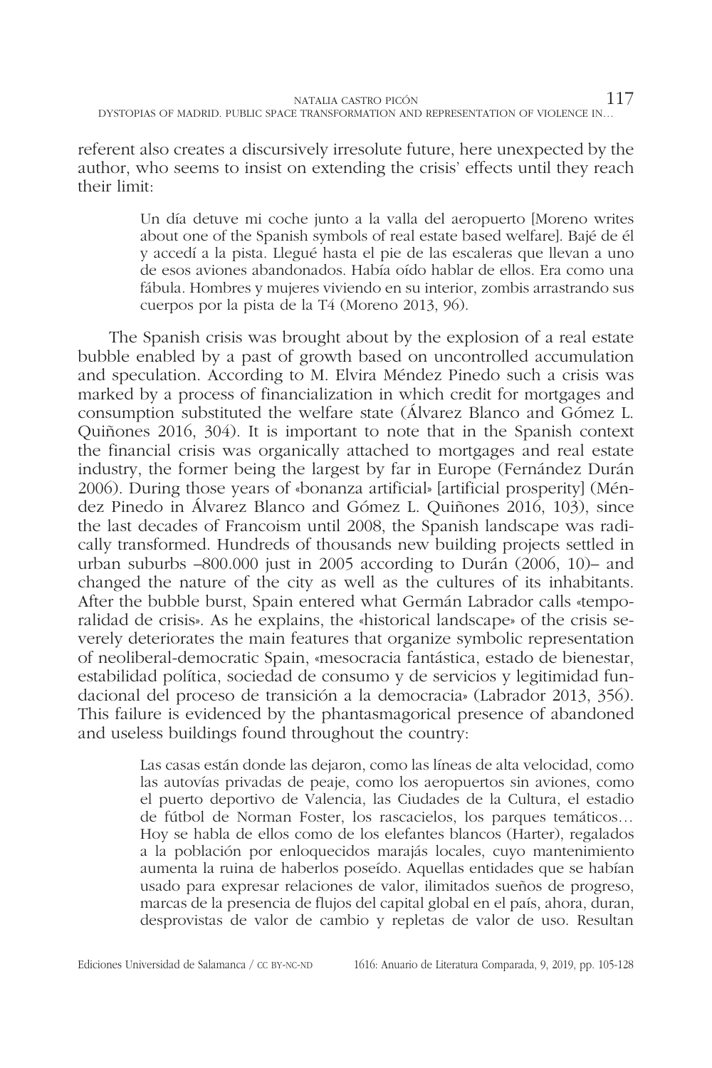referent also creates a discursively irresolute future, here unexpected by the author, who seems to insist on extending the crisis' effects until they reach their limit:

> Un día detuve mi coche junto a la valla del aeropuerto [Moreno writes about one of the Spanish symbols of real estate based welfare]. Bajé de él y accedí a la pista. Llegué hasta el pie de las escaleras que llevan a uno de esos aviones abandonados. Había oído hablar de ellos. Era como una fábula. Hombres y mujeres viviendo en su interior, zombis arrastrando sus cuerpos por la pista de la T4 (Moreno 2013, 96).

The Spanish crisis was brought about by the explosion of a real estate bubble enabled by a past of growth based on uncontrolled accumulation and speculation. According to M. Elvira Méndez Pinedo such a crisis was marked by a process of financialization in which credit for mortgages and consumption substituted the welfare state (Álvarez Blanco and Gómez L. Quiñones 2016, 304). It is important to note that in the Spanish context the financial crisis was organically attached to mortgages and real estate industry, the former being the largest by far in Europe (Fernández Durán 2006). During those years of «bonanza artificial» [artificial prosperity] (Méndez Pinedo in Álvarez Blanco and Gómez L. Quiñones 2016, 103), since the last decades of Francoism until 2008, the Spanish landscape was radically transformed. Hundreds of thousands new building projects settled in urban suburbs –800.000 just in 2005 according to Durán (2006, 10)– and changed the nature of the city as well as the cultures of its inhabitants. After the bubble burst, Spain entered what Germán Labrador calls «temporalidad de crisis». As he explains, the «historical landscape» of the crisis severely deteriorates the main features that organize symbolic representation of neoliberal-democratic Spain, «mesocracia fantástica, estado de bienestar, estabilidad política, sociedad de consumo y de servicios y legitimidad fundacional del proceso de transición a la democracia» (Labrador 2013, 356). This failure is evidenced by the phantasmagorical presence of abandoned and useless buildings found throughout the country:

> Las casas están donde las dejaron, como las líneas de alta velocidad, como las autovías privadas de peaje, como los aeropuertos sin aviones, como el puerto deportivo de Valencia, las Ciudades de la Cultura, el estadio de fútbol de Norman Foster, los rascacielos, los parques temáticos… Hoy se habla de ellos como de los elefantes blancos (Harter), regalados a la población por enloquecidos marajás locales, cuyo mantenimiento aumenta la ruina de haberlos poseído. Aquellas entidades que se habían usado para expresar relaciones de valor, ilimitados sueños de progreso, marcas de la presencia de flujos del capital global en el país, ahora, duran, desprovistas de valor de cambio y repletas de valor de uso. Resultan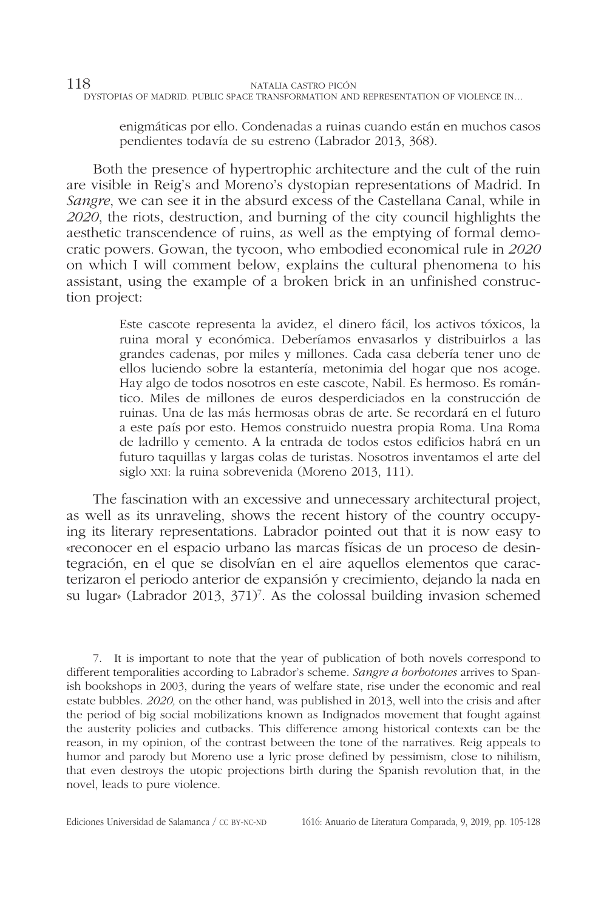> enigmáticas por ello. Condenadas a ruinas cuando están en muchos casos pendientes todavía de su estreno (Labrador 2013, 368).

Both the presence of hypertrophic architecture and the cult of the ruin are visible in Reig's and Moreno's dystopian representations of Madrid. In *Sangre*, we can see it in the absurd excess of the Castellana Canal, while in *2020*, the riots, destruction, and burning of the city council highlights the aesthetic transcendence of ruins, as well as the emptying of formal democratic powers. Gowan, the tycoon, who embodied economical rule in *2020* on which I will comment below, explains the cultural phenomena to his assistant, using the example of a broken brick in an unfinished construction project:

> Este cascote representa la avidez, el dinero fácil, los activos tóxicos, la ruina moral y económica. Deberíamos envasarlos y distribuirlos a las grandes cadenas, por miles y millones. Cada casa debería tener uno de ellos luciendo sobre la estantería, metonimia del hogar que nos acoge. Hay algo de todos nosotros en este cascote, Nabil. Es hermoso. Es romántico. Miles de millones de euros desperdiciados en la construcción de ruinas. Una de las más hermosas obras de arte. Se recordará en el futuro a este país por esto. Hemos construido nuestra propia Roma. Una Roma de ladrillo y cemento. A la entrada de todos estos edificios habrá en un futuro taquillas y largas colas de turistas. Nosotros inventamos el arte del siglo XXI: la ruina sobrevenida (Moreno 2013, 111).

The fascination with an excessive and unnecessary architectural project, as well as its unraveling, shows the recent history of the country occupying its literary representations. Labrador pointed out that it is now easy to «reconocer en el espacio urbano las marcas físicas de un proceso de desintegración, en el que se disolvían en el aire aquellos elementos que caracterizaron el periodo anterior de expansión y crecimiento, dejando la nada en su lugar» (Labrador 2013, 371)[7]. As the colossal building invasion schemed

7. It is important to note that the year of publication of both novels correspond to different temporalities according to Labrador's scheme. *Sangre a borbotones* arrives to Spanish bookshops in 2003, during the years of welfare state, rise under the economic and real estate bubbles. *2020,* on the other hand, was published in 2013, well into the crisis and after the period of big social mobilizations known as Indignados movement that fought against the austerity policies and cutbacks. This difference among historical contexts can be the reason, in my opinion, of the contrast between the tone of the narratives. Reig appeals to humor and parody but Moreno use a lyric prose defined by pessimism, close to nihilism, that even destroys the utopic projections birth during the Spanish revolution that, in the novel, leads to pure violence.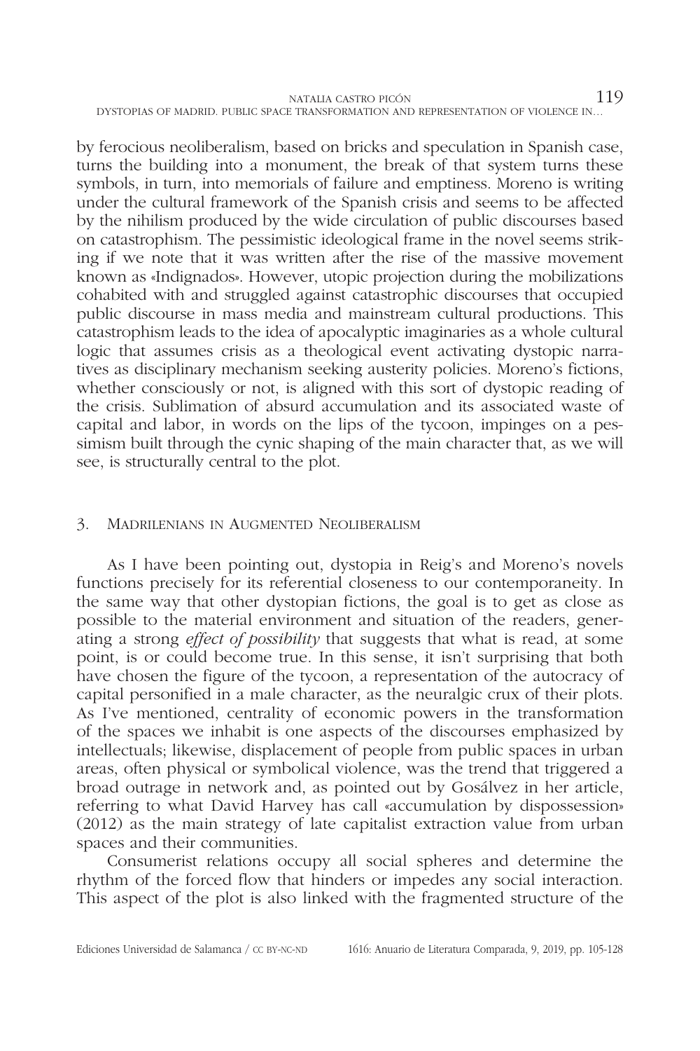by ferocious neoliberalism, based on bricks and speculation in Spanish case, turns the building into a monument, the break of that system turns these symbols, in turn, into memorials of failure and emptiness. Moreno is writing under the cultural framework of the Spanish crisis and seems to be affected by the nihilism produced by the wide circulation of public discourses based on catastrophism. The pessimistic ideological frame in the novel seems striking if we note that it was written after the rise of the massive movement known as «Indignados». However, utopic projection during the mobilizations cohabited with and struggled against catastrophic discourses that occupied public discourse in mass media and mainstream cultural productions. This catastrophism leads to the idea of apocalyptic imaginaries as a whole cultural logic that assumes crisis as a theological event activating dystopic narratives as disciplinary mechanism seeking austerity policies. Moreno's fictions, whether consciously or not, is aligned with this sort of dystopic reading of the crisis. Sublimation of absurd accumulation and its associated waste of capital and labor, in words on the lips of the tycoon, impinges on a pessimism built through the cynic shaping of the main character that, as we will see, is structurally central to the plot.

## 3. Madrilenians in Augmented Neoliberalism

As I have been pointing out, dystopia in Reig's and Moreno's novels functions precisely for its referential closeness to our contemporaneity. In the same way that other dystopian fictions, the goal is to get as close as possible to the material environment and situation of the readers, generating a strong *effect of possibility* that suggests that what is read, at some point, is or could become true. In this sense, it isn't surprising that both have chosen the figure of the tycoon, a representation of the autocracy of capital personified in a male character, as the neuralgic crux of their plots. As I've mentioned, centrality of economic powers in the transformation of the spaces we inhabit is one aspects of the discourses emphasized by intellectuals; likewise, displacement of people from public spaces in urban areas, often physical or symbolical violence, was the trend that triggered a broad outrage in network and, as pointed out by Gosálvez in her article, referring to what David Harvey has call «accumulation by dispossession» (2012) as the main strategy of late capitalist extraction value from urban spaces and their communities.

Consumerist relations occupy all social spheres and determine the rhythm of the forced flow that hinders or impedes any social interaction. This aspect of the plot is also linked with the fragmented structure of the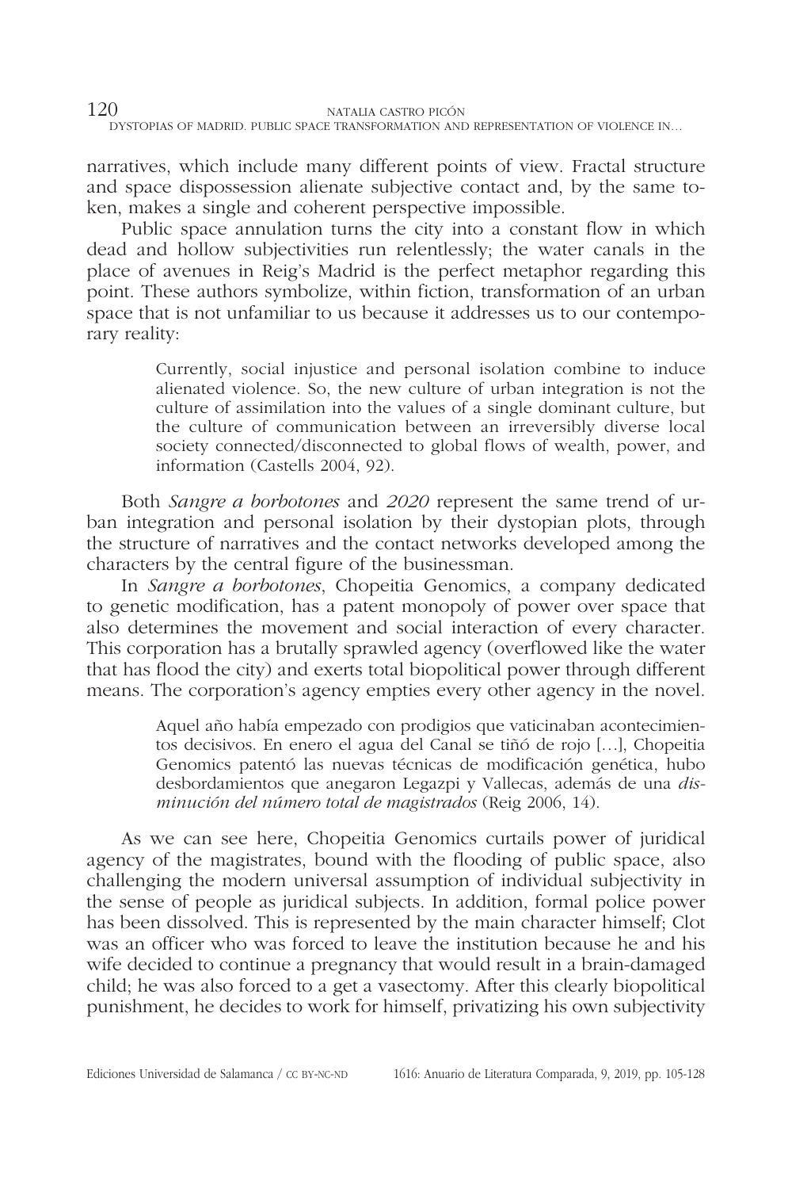narratives, which include many different points of view. Fractal structure and space dispossession alienate subjective contact and, by the same token, makes a single and coherent perspective impossible.

Public space annulation turns the city into a constant flow in which dead and hollow subjectivities run relentlessly; the water canals in the place of avenues in Reig's Madrid is the perfect metaphor regarding this point. These authors symbolize, within fiction, transformation of an urban space that is not unfamiliar to us because it addresses us to our contemporary reality:

> Currently, social injustice and personal isolation combine to induce alienated violence. So, the new culture of urban integration is not the culture of assimilation into the values of a single dominant culture, but the culture of communication between an irreversibly diverse local society connected/disconnected to global flows of wealth, power, and information (Castells 2004, 92).

Both *Sangre a borbotones* and *2020* represent the same trend of urban integration and personal isolation by their dystopian plots, through the structure of narratives and the contact networks developed among the characters by the central figure of the businessman.

In *Sangre a borbotones*, Chopeitia Genomics, a company dedicated to genetic modification, has a patent monopoly of power over space that also determines the movement and social interaction of every character. This corporation has a brutally sprawled agency (overflowed like the water that has flood the city) and exerts total biopolitical power through different means. The corporation's agency empties every other agency in the novel.

> Aquel año había empezado con prodigios que vaticinaban acontecimientos decisivos. En enero el agua del Canal se tiñó de rojo […], Chopeitia Genomics patentó las nuevas técnicas de modificación genética, hubo desbordamientos que anegaron Legazpi y Vallecas, además de una *disminución del número total de magistrados* (Reig 2006, 14).

As we can see here, Chopeitia Genomics curtails power of juridical agency of the magistrates, bound with the flooding of public space, also challenging the modern universal assumption of individual subjectivity in the sense of people as juridical subjects. In addition, formal police power has been dissolved. This is represented by the main character himself; Clot was an officer who was forced to leave the institution because he and his wife decided to continue a pregnancy that would result in a brain-damaged child; he was also forced to a get a vasectomy. After this clearly biopolitical punishment, he decides to work for himself, privatizing his own subjectivity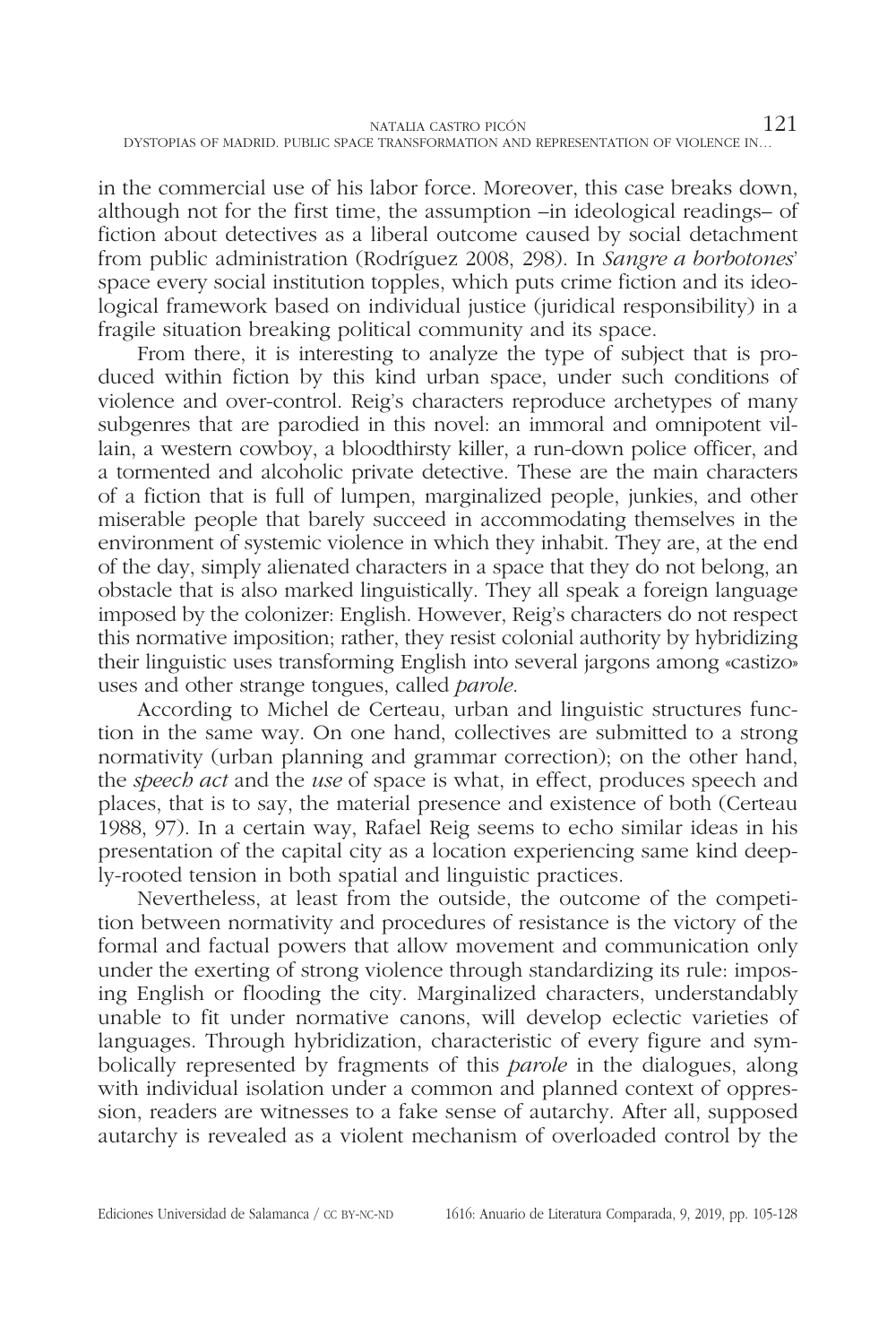in the commercial use of his labor force. Moreover, this case breaks down, although not for the first time, the assumption –in ideological readings– of fiction about detectives as a liberal outcome caused by social detachment from public administration (Rodríguez 2008, 298). In *Sangre a borbotones*' space every social institution topples, which puts crime fiction and its ideological framework based on individual justice (juridical responsibility) in a fragile situation breaking political community and its space.

From there, it is interesting to analyze the type of subject that is produced within fiction by this kind urban space, under such conditions of violence and over-control. Reig's characters reproduce archetypes of many subgenres that are parodied in this novel: an immoral and omnipotent villain, a western cowboy, a bloodthirsty killer, a run-down police officer, and a tormented and alcoholic private detective. These are the main characters of a fiction that is full of lumpen, marginalized people, junkies, and other miserable people that barely succeed in accommodating themselves in the environment of systemic violence in which they inhabit. They are, at the end of the day, simply alienated characters in a space that they do not belong, an obstacle that is also marked linguistically. They all speak a foreign language imposed by the colonizer: English. However, Reig's characters do not respect this normative imposition; rather, they resist colonial authority by hybridizing their linguistic uses transforming English into several jargons among «castizo» uses and other strange tongues, called *parole*.

According to Michel de Certeau, urban and linguistic structures function in the same way. On one hand, collectives are submitted to a strong normativity (urban planning and grammar correction); on the other hand, the *speech act* and the *use* of space is what, in effect, produces speech and places, that is to say, the material presence and existence of both (Certeau 1988, 97). In a certain way, Rafael Reig seems to echo similar ideas in his presentation of the capital city as a location experiencing same kind deeply-rooted tension in both spatial and linguistic practices.

Nevertheless, at least from the outside, the outcome of the competition between normativity and procedures of resistance is the victory of the formal and factual powers that allow movement and communication only under the exerting of strong violence through standardizing its rule: imposing English or flooding the city. Marginalized characters, understandably unable to fit under normative canons, will develop eclectic varieties of languages. Through hybridization, characteristic of every figure and symbolically represented by fragments of this *parole* in the dialogues, along with individual isolation under a common and planned context of oppression, readers are witnesses to a fake sense of autarchy. After all, supposed autarchy is revealed as a violent mechanism of overloaded control by the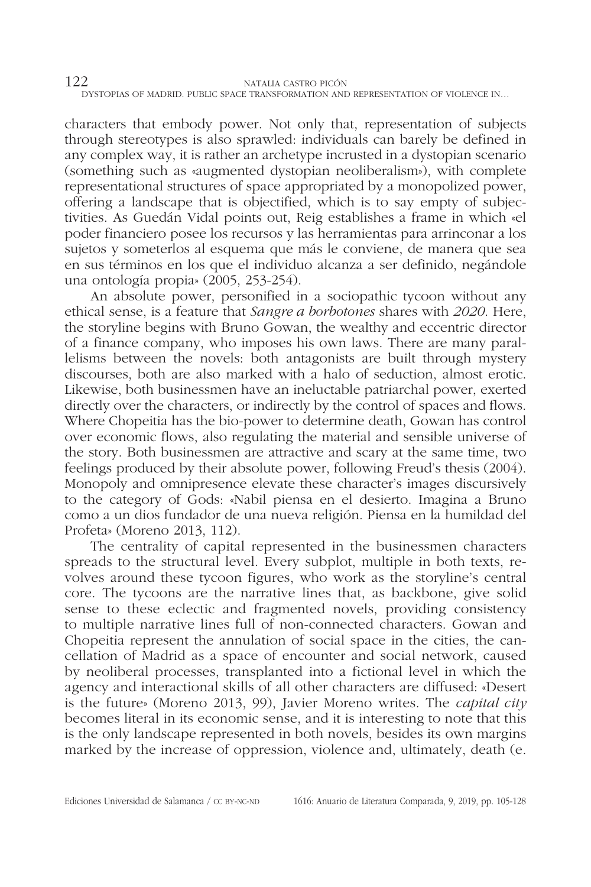characters that embody power. Not only that, representation of subjects through stereotypes is also sprawled: individuals can barely be defined in any complex way, it is rather an archetype incrusted in a dystopian scenario (something such as «augmented dystopian neoliberalism»), with complete representational structures of space appropriated by a monopolized power, offering a landscape that is objectified, which is to say empty of subjectivities. As Guedán Vidal points out, Reig establishes a frame in which «el poder financiero posee los recursos y las herramientas para arrinconar a los sujetos y someterlos al esquema que más le conviene, de manera que sea en sus términos en los que el individuo alcanza a ser definido, negándole una ontología propia» (2005, 253-254).

An absolute power, personified in a sociopathic tycoon without any ethical sense, is a feature that *Sangre a borbotones* shares with *2020*. Here, the storyline begins with Bruno Gowan, the wealthy and eccentric director of a finance company, who imposes his own laws. There are many parallelisms between the novels: both antagonists are built through mystery discourses, both are also marked with a halo of seduction, almost erotic. Likewise, both businessmen have an ineluctable patriarchal power, exerted directly over the characters, or indirectly by the control of spaces and flows. Where Chopeitia has the bio-power to determine death, Gowan has control over economic flows, also regulating the material and sensible universe of the story. Both businessmen are attractive and scary at the same time, two feelings produced by their absolute power, following Freud's thesis (2004). Monopoly and omnipresence elevate these character's images discursively to the category of Gods: «Nabil piensa en el desierto. Imagina a Bruno como a un dios fundador de una nueva religión. Piensa en la humildad del Profeta» (Moreno 2013, 112).

The centrality of capital represented in the businessmen characters spreads to the structural level. Every subplot, multiple in both texts, revolves around these tycoon figures, who work as the storyline's central core. The tycoons are the narrative lines that, as backbone, give solid sense to these eclectic and fragmented novels, providing consistency to multiple narrative lines full of non-connected characters. Gowan and Chopeitia represent the annulation of social space in the cities, the cancellation of Madrid as a space of encounter and social network, caused by neoliberal processes, transplanted into a fictional level in which the agency and interactional skills of all other characters are diffused: «Desert is the future» (Moreno 2013, 99), Javier Moreno writes. The *capital city* becomes literal in its economic sense, and it is interesting to note that this is the only landscape represented in both novels, besides its own margins marked by the increase of oppression, violence and, ultimately, death (e.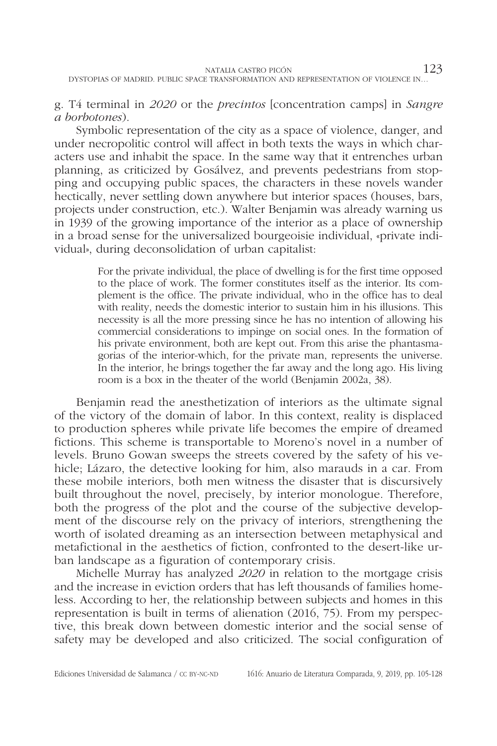g. T4 terminal in *2020* or the *precintos* [concentration camps] in *Sangre a borbotones*).

Symbolic representation of the city as a space of violence, danger, and under necropolitic control will affect in both texts the ways in which characters use and inhabit the space. In the same way that it entrenches urban planning, as criticized by Gosálvez, and prevents pedestrians from stopping and occupying public spaces, the characters in these novels wander hectically, never settling down anywhere but interior spaces (houses, bars, projects under construction, etc.). Walter Benjamin was already warning us in 1939 of the growing importance of the interior as a place of ownership in a broad sense for the universalized bourgeoisie individual, «private individual», during deconsolidation of urban capitalist:

> For the private individual, the place of dwelling is for the first time opposed to the place of work. The former constitutes itself as the interior. Its complement is the office. The private individual, who in the office has to deal with reality, needs the domestic interior to sustain him in his illusions. This necessity is all the more pressing since he has no intention of allowing his commercial considerations to impinge on social ones. In the formation of his private environment, both are kept out. From this arise the phantasmagorias of the interior-which, for the private man, represents the universe. In the interior, he brings together the far away and the long ago. His living room is a box in the theater of the world (Benjamin 2002a, 38).

Benjamin read the anesthetization of interiors as the ultimate signal of the victory of the domain of labor. In this context, reality is displaced to production spheres while private life becomes the empire of dreamed fictions. This scheme is transportable to Moreno's novel in a number of levels. Bruno Gowan sweeps the streets covered by the safety of his vehicle; Lázaro, the detective looking for him, also marauds in a car. From these mobile interiors, both men witness the disaster that is discursively built throughout the novel, precisely, by interior monologue. Therefore, both the progress of the plot and the course of the subjective development of the discourse rely on the privacy of interiors, strengthening the worth of isolated dreaming as an intersection between metaphysical and metafictional in the aesthetics of fiction, confronted to the desert-like urban landscape as a figuration of contemporary crisis.

Michelle Murray has analyzed *2020* in relation to the mortgage crisis and the increase in eviction orders that has left thousands of families homeless. According to her, the relationship between subjects and homes in this representation is built in terms of alienation (2016, 75). From my perspective, this break down between domestic interior and the social sense of safety may be developed and also criticized. The social configuration of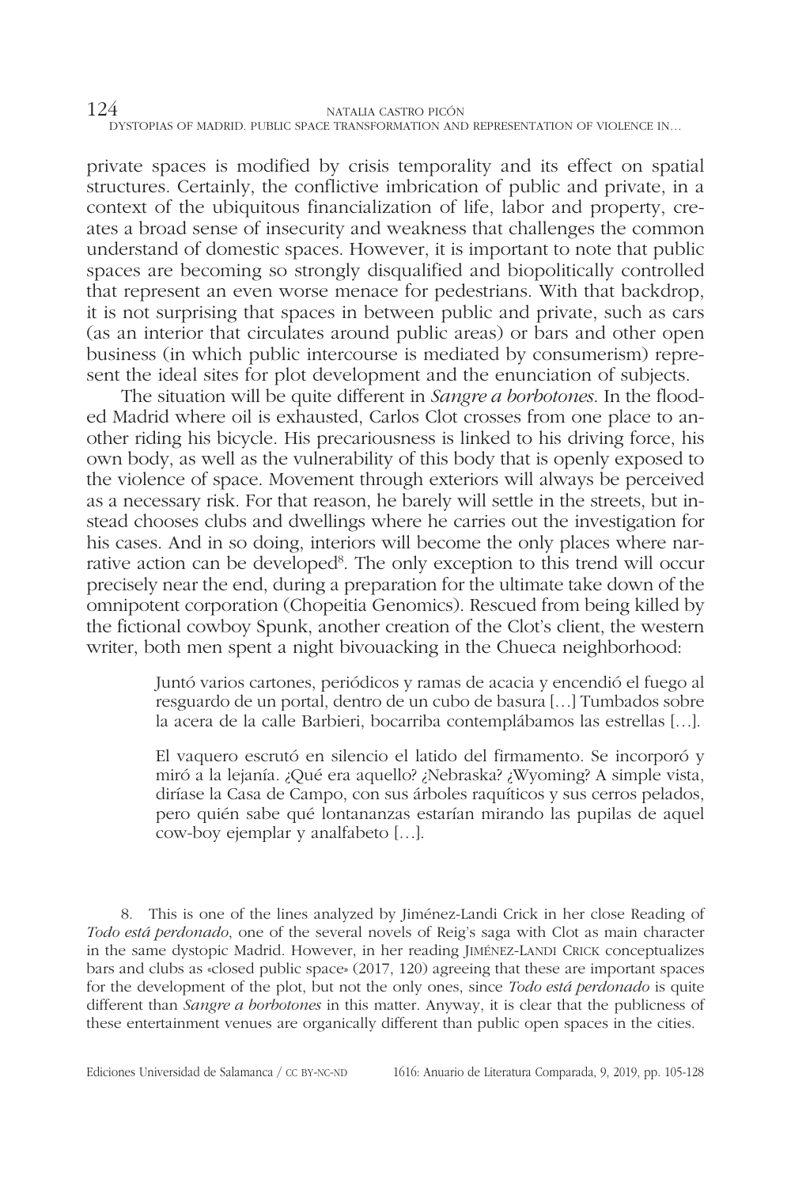private spaces is modified by crisis temporality and its effect on spatial structures. Certainly, the conflictive imbrication of public and private, in a context of the ubiquitous financialization of life, labor and property, creates a broad sense of insecurity and weakness that challenges the common understand of domestic spaces. However, it is important to note that public spaces are becoming so strongly disqualified and biopolitically controlled that represent an even worse menace for pedestrians. With that backdrop, it is not surprising that spaces in between public and private, such as cars (as an interior that circulates around public areas) or bars and other open business (in which public intercourse is mediated by consumerism) represent the ideal sites for plot development and the enunciation of subjects.

The situation will be quite different in *Sangre a borbotones*. In the flooded Madrid where oil is exhausted, Carlos Clot crosses from one place to another riding his bicycle. His precariousness is linked to his driving force, his own body, as well as the vulnerability of this body that is openly exposed to the violence of space. Movement through exteriors will always be perceived as a necessary risk. For that reason, he barely will settle in the streets, but instead chooses clubs and dwellings where he carries out the investigation for his cases. And in so doing, interiors will become the only places where narrative action can be developed[8]. The only exception to this trend will occur precisely near the end, during a preparation for the ultimate take down of the omnipotent corporation (Chopeitia Genomics). Rescued from being killed by the fictional cowboy Spunk, another creation of the Clot's client, the western writer, both men spent a night bivouacking in the Chueca neighborhood:

> Juntó varios cartones, periódicos y ramas de acacia y encendió el fuego al resguardo de un portal, dentro de un cubo de basura […] Tumbados sobre la acera de la calle Barbieri, bocarriba contemplábamos las estrellas […].
>
> El vaquero escrutó en silencio el latido del firmamento. Se incorporó y miró a la lejanía. ¿Qué era aquello? ¿Nebraska? ¿Wyoming? A simple vista, diríase la Casa de Campo, con sus árboles raquíticos y sus cerros pelados, pero quién sabe qué lontananzas estarían mirando las pupilas de aquel cow-boy ejemplar y analfabeto […].

8. This is one of the lines analyzed by Jiménez-Landi Crick in her close Reading of *Todo está perdonado*, one of the several novels of Reig's saga with Clot as main character in the same dystopic Madrid. However, in her reading JIMÉNEZ-LANDI CRICK conceptualizes bars and clubs as «closed public space» (2017, 120) agreeing that these are important spaces for the development of the plot, but not the only ones, since *Todo está perdonado* is quite different than *Sangre a borbotones* in this matter. Anyway, it is clear that the publicness of these entertainment venues are organically different than public open spaces in the cities.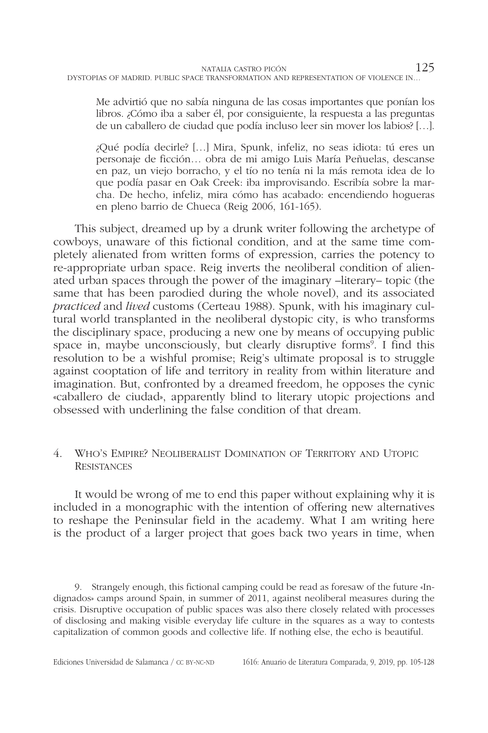> Me advirtió que no sabía ninguna de las cosas importantes que ponían los libros. ¿Cómo iba a saber él, por consiguiente, la respuesta a las preguntas de un caballero de ciudad que podía incluso leer sin mover los labios? […].
>
> ¿Qué podía decirle? […] Mira, Spunk, infeliz, no seas idiota: tú eres un personaje de ficción… obra de mi amigo Luis María Peñuelas, descanse en paz, un viejo borracho, y el tío no tenía ni la más remota idea de lo que podía pasar en Oak Creek: iba improvisando. Escribía sobre la marcha. De hecho, infeliz, mira cómo has acabado: encendiendo hogueras en pleno barrio de Chueca (Reig 2006, 161-165).

This subject, dreamed up by a drunk writer following the archetype of cowboys, unaware of this fictional condition, and at the same time completely alienated from written forms of expression, carries the potency to re-appropriate urban space. Reig inverts the neoliberal condition of alienated urban spaces through the power of the imaginary –literary– topic (the same that has been parodied during the whole novel), and its associated *practiced* and *lived* customs (Certeau 1988). Spunk, with his imaginary cultural world transplanted in the neoliberal dystopic city, is who transforms the disciplinary space, producing a new one by means of occupying public space in, maybe unconsciously, but clearly disruptive forms[9]. I find this resolution to be a wishful promise; Reig's ultimate proposal is to struggle against cooptation of life and territory in reality from within literature and imagination. But, confronted by a dreamed freedom, he opposes the cynic «caballero de ciudad», apparently blind to literary utopic projections and obsessed with underlining the false condition of that dream.

## 4. Who's Empire? Neoliberalist Domination of Territory and Utopic Resistances

It would be wrong of me to end this paper without explaining why it is included in a monographic with the intention of offering new alternatives to reshape the Peninsular field in the academy. What I am writing here is the product of a larger project that goes back two years in time, when

9. Strangely enough, this fictional camping could be read as foresaw of the future «Indignados» camps around Spain, in summer of 2011, against neoliberal measures during the crisis. Disruptive occupation of public spaces was also there closely related with processes of disclosing and making visible everyday life culture in the squares as a way to contests capitalization of common goods and collective life. If nothing else, the echo is beautiful.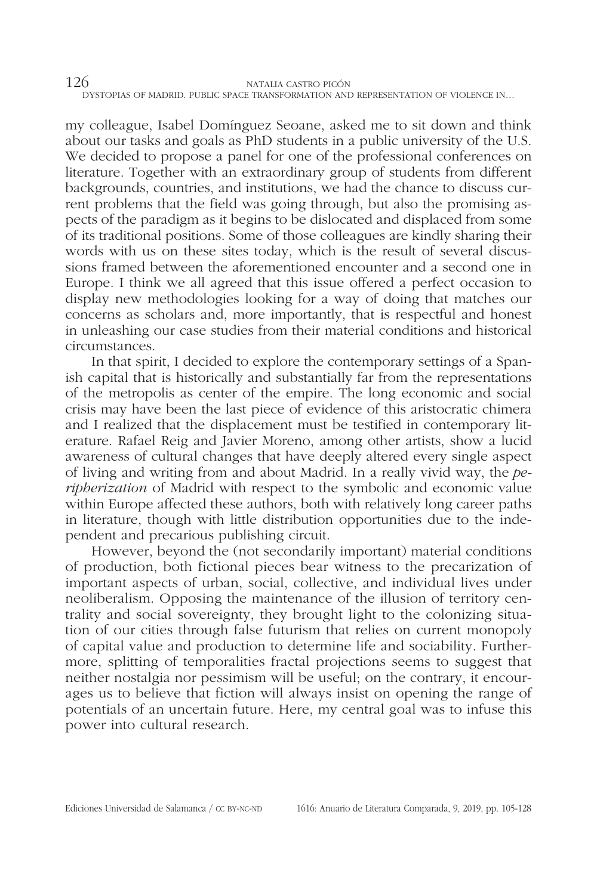my colleague, Isabel Domínguez Seoane, asked me to sit down and think about our tasks and goals as PhD students in a public university of the U.S. We decided to propose a panel for one of the professional conferences on literature. Together with an extraordinary group of students from different backgrounds, countries, and institutions, we had the chance to discuss current problems that the field was going through, but also the promising aspects of the paradigm as it begins to be dislocated and displaced from some of its traditional positions. Some of those colleagues are kindly sharing their words with us on these sites today, which is the result of several discussions framed between the aforementioned encounter and a second one in Europe. I think we all agreed that this issue offered a perfect occasion to display new methodologies looking for a way of doing that matches our concerns as scholars and, more importantly, that is respectful and honest in unleashing our case studies from their material conditions and historical circumstances.

In that spirit, I decided to explore the contemporary settings of a Spanish capital that is historically and substantially far from the representations of the metropolis as center of the empire. The long economic and social crisis may have been the last piece of evidence of this aristocratic chimera and I realized that the displacement must be testified in contemporary literature. Rafael Reig and Javier Moreno, among other artists, show a lucid awareness of cultural changes that have deeply altered every single aspect of living and writing from and about Madrid. In a really vivid way, the *peripherization* of Madrid with respect to the symbolic and economic value within Europe affected these authors, both with relatively long career paths in literature, though with little distribution opportunities due to the independent and precarious publishing circuit.

However, beyond the (not secondarily important) material conditions of production, both fictional pieces bear witness to the precarization of important aspects of urban, social, collective, and individual lives under neoliberalism. Opposing the maintenance of the illusion of territory centrality and social sovereignty, they brought light to the colonizing situation of our cities through false futurism that relies on current monopoly of capital value and production to determine life and sociability. Furthermore, splitting of temporalities fractal projections seems to suggest that neither nostalgia nor pessimism will be useful; on the contrary, it encourages us to believe that fiction will always insist on opening the range of potentials of an uncertain future. Here, my central goal was to infuse this power into cultural research.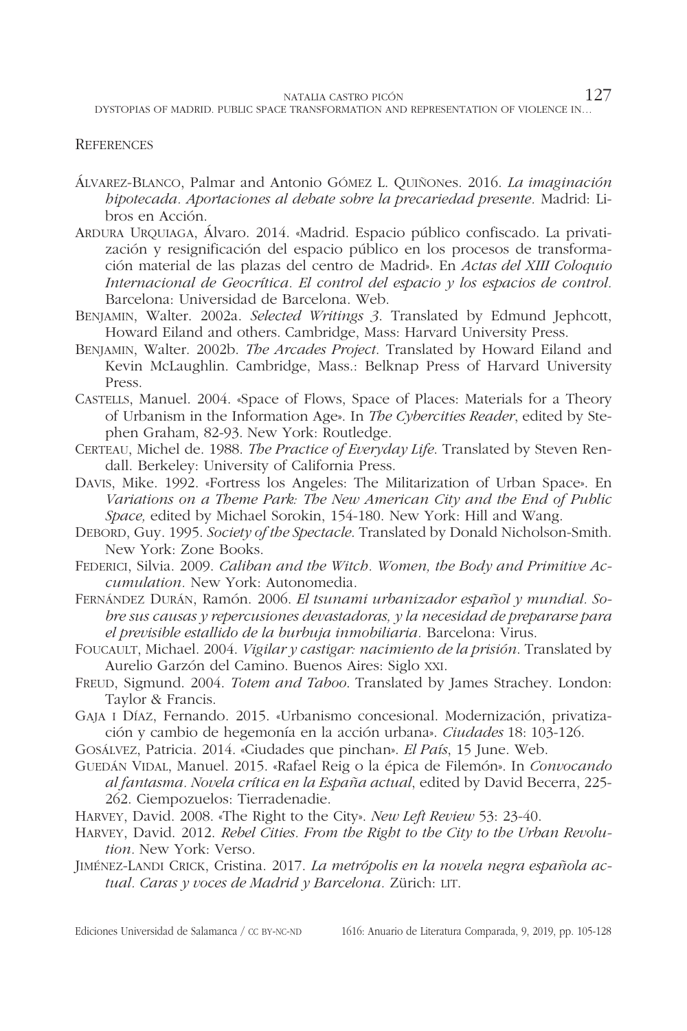## References

Álvarez-Blanco, Palmar and Antonio Gómez L. Quiñones. 2016. *La imaginación hipotecada. Aportaciones al debate sobre la precariedad presente.* Madrid: Libros en Acción.

Ardura Urquiaga, Álvaro. 2014. «Madrid. Espacio público confiscado. La privatización y resignificación del espacio público en los procesos de transformación material de las plazas del centro de Madrid». En *Actas del XIII Coloquio Internacional de Geocrítica. El control del espacio y los espacios de control.* Barcelona: Universidad de Barcelona. Web.

Benjamin, Walter. 2002a. *Selected Writings 3.* Translated by Edmund Jephcott, Howard Eiland and others. Cambridge, Mass: Harvard University Press.

Benjamin, Walter. 2002b. *The Arcades Project.* Translated by Howard Eiland and Kevin McLaughlin. Cambridge, Mass.: Belknap Press of Harvard University Press.

Castells, Manuel. 2004. «Space of Flows, Space of Places: Materials for a Theory of Urbanism in the Information Age». In *The Cybercities Reader*, edited by Stephen Graham, 82-93. New York: Routledge.

Certeau, Michel de. 1988. *The Practice of Everyday Life.* Translated by Steven Rendall. Berkeley: University of California Press.

Davis, Mike. 1992. «Fortress los Angeles: The Militarization of Urban Space». En *Variations on a Theme Park: The New American City and the End of Public Space,* edited by Michael Sorokin, 154-180. New York: Hill and Wang.

Debord, Guy. 1995. *Society of the Spectacle.* Translated by Donald Nicholson-Smith. New York: Zone Books.

Federici, Silvia. 2009. *Caliban and the Witch. Women, the Body and Primitive Accumulation.* New York: Autonomedia.

Fernández Durán, Ramón. 2006. *El tsunami urbanizador español y mundial. Sobre sus causas y repercusiones devastadoras, y la necesidad de prepararse para el previsible estallido de la burbuja inmobiliaria.* Barcelona: Virus.

Foucault, Michael. 2004. *Vigilar y castigar: nacimiento de la prisión.* Translated by Aurelio Garzón del Camino. Buenos Aires: Siglo XXI.

Freud, Sigmund. 2004. *Totem and Taboo.* Translated by James Strachey. London: Taylor & Francis.

Gaja i Díaz, Fernando. 2015. «Urbanismo concesional. Modernización, privatización y cambio de hegemonía en la acción urbana». *Ciudades* 18: 103-126.

Gosálvez, Patricia. 2014. «Ciudades que pinchan». *El País*, 15 June. Web.

Guedán Vidal, Manuel. 2015. «Rafael Reig o la épica de Filemón». In *Convocando al fantasma. Novela crítica en la España actual*, edited by David Becerra, 225-262. Ciempozuelos: Tierradenadie.

Harvey, David. 2008. «The Right to the City». *New Left Review* 53: 23-40.

Harvey, David. 2012. *Rebel Cities. From the Right to the City to the Urban Revolution.* New York: Verso.

Jiménez-Landi Crick, Cristina. 2017. *La metrópolis en la novela negra española actual. Caras y voces de Madrid y Barcelona.* Zürich: LIT.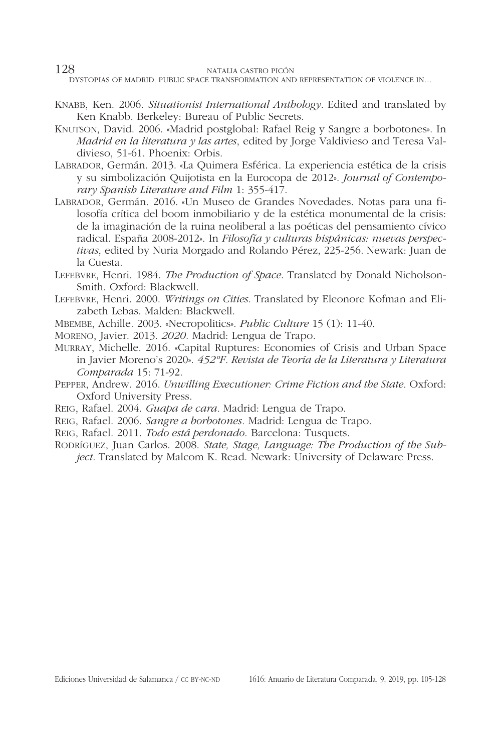Knabb, Ken. 2006. *Situationist International Anthology*. Edited and translated by Ken Knabb. Berkeley: Bureau of Public Secrets.

Knutson, David. 2006. «Madrid postglobal: Rafael Reig y Sangre a borbotones». In *Madrid en la literatura y las artes*, edited by Jorge Valdivieso and Teresa Valdivieso, 51-61. Phoenix: Orbis.

Labrador, Germán. 2013. «La Quimera Esférica. La experiencia estética de la crisis y su simbolización Quijotista en la Eurocopa de 2012». *Journal of Contemporary Spanish Literature and Film* 1: 355-417.

Labrador, Germán. 2016. «Un Museo de Grandes Novedades. Notas para una filosofía crítica del boom inmobiliario y de la estética monumental de la crisis: de la imaginación de la ruina neoliberal a las poéticas del pensamiento cívico radical. España 2008-2012». In *Filosofía y culturas hispánicas: nuevas perspectivas*, edited by Nuria Morgado and Rolando Pérez, 225-256. Newark: Juan de la Cuesta.

Lefebvre, Henri. 1984. *The Production of Space*. Translated by Donald Nicholson-Smith. Oxford: Blackwell.

Lefebvre, Henri. 2000. *Writings on Cities*. Translated by Eleonore Kofman and Elizabeth Lebas. Malden: Blackwell.

Mbembe, Achille. 2003. «Necropolitics». *Public Culture* 15 (1): 11-40.

Moreno, Javier. 2013. *2020*. Madrid: Lengua de Trapo.

Murray, Michelle. 2016. «Capital Ruptures: Economies of Crisis and Urban Space in Javier Moreno's 2020». *452ºF. Revista de Teoría de la Literatura y Literatura Comparada* 15: 71-92.

Pepper, Andrew. 2016. *Unwilling Executioner: Crime Fiction and the State*. Oxford: Oxford University Press.

Reig, Rafael. 2004. *Guapa de cara*. Madrid: Lengua de Trapo.

Reig, Rafael. 2006. *Sangre a borbotones*. Madrid: Lengua de Trapo.

Reig, Rafael. 2011. *Todo está perdonado*. Barcelona: Tusquets.

Rodríguez, Juan Carlos. 2008. *State, Stage, Language: The Production of the Subject*. Translated by Malcom K. Read. Newark: University of Delaware Press.